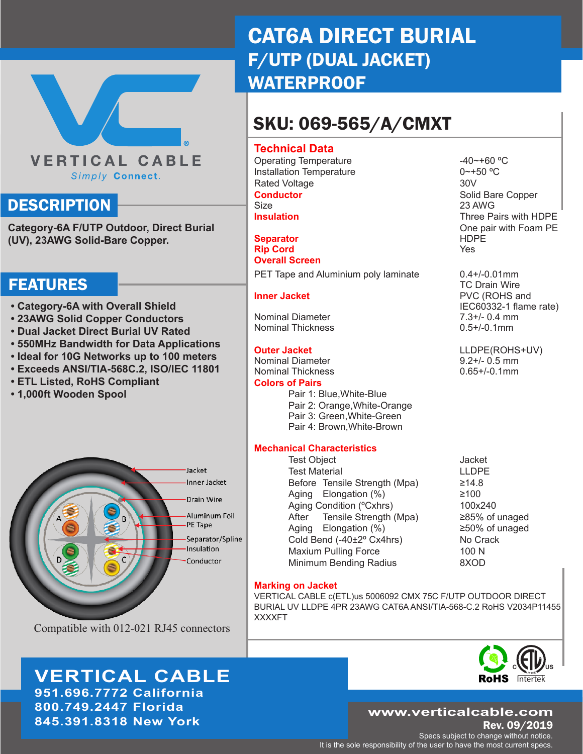# CAT6A DIRECT BURIAL F/UTP (DUAL JACKET) WATERPROOF

VERTICAL CABLE

*Simply* **Connect.**

## SKU: 069-565/A/CMXT

## DESCRIPTION

**Category-6A F/UTP Outdoor, Direct Burial (UV), 23AWG Solid-Bare Copper.**

## FEATURES

- **Category-6A with Overall Shield**
- **23AWG Solid Copper Conductors**
- **Dual Jacket Direct Burial UV Rated**
- **550MHz Bandwidth for Data Applications**
- **Ideal for 10G Networks up to 100 meters**
- **Exceeds ANSI/TIA-568C.2, ISO/IEC 11801**
- **ETL Listed, RoHS Compliant**
- **1,000ft Wooden Spool**

Jacket
Inner Jacket
Drain Wire
Aluminum Foil
PE Tape
Separator/Spline
Insulation
Conductor

Compatible with 012-021 RJ45 connectors

### Technical Data

| | |
|---|---|
| Operating Temperature | -40~+60 ºC |
| Installation Temperature | 0~+50 ºC |
| Rated Voltage | 30V |
| **Conductor** | Solid Bare Copper |
| Size | 23 AWG |
| **Insulation** | Three Pairs with HDPE<br>One pair with Foam PE |
| **Separator** | HDPE |
| **Rip Cord** | Yes |
| **Overall Screen** | |
| PET Tape and Aluminium poly laminate | 0.4+/-0.01mm<br>TC Drain Wire |
| **Inner Jacket** | PVC (ROHS and IEC60332-1 flame rate) |
| Nominal Diameter | 7.3+/- 0.4 mm |
| Nominal Thickness | 0.5+/-0.1mm |
| **Outer Jacket** | LLDPE(ROHS+UV) |
| Nominal Diameter | 9.2+/- 0.5 mm |
| Nominal Thickness | 0.65+/-0.1mm |

**Colors of Pairs**

Pair 1: Blue,White-Blue
Pair 2: Orange,White-Orange
Pair 3: Green,White-Green
Pair 4: Brown,White-Brown

### Mechanical Characteristics

| | |
|---|---|
| Test Object | Jacket |
| Test Material | LLDPE |
| Before Aging Tensile Strength (Mpa) | ≥14.8 |
| Before Aging Elongation (%) | ≥100 |
| Aging Condition (ºCxhrs) | 100x240 |
| After Aging Tensile Strength (Mpa) | ≥85% of unaged |
| After Aging Elongation (%) | ≥50% of unaged |
| Cold Bend (-40±2º Cx4hrs) | No Crack |
| Maxium Pulling Force | 100 N |
| Minimum Bending Radius | 8XOD |

**Marking on Jacket**

VERTICAL CABLE c(ETL)us 5006092 CMX 75C F/UTP OUTDOOR DIRECT BURIAL UV LLDPE 4PR 23AWG CAT6A ANSI/TIA-568-C.2 RoHS V2034P11455 XXXXFT

RoHS Intertek

**VERTICAL CABLE**
**951.696.7772 California**
**800.749.2447 Florida**
**845.391.8318 New York**

**www.verticalcable.com**
**Rev. 09/2019**
Specs subject to change without notice.
It is the sole responsibility of the user to have the most current specs.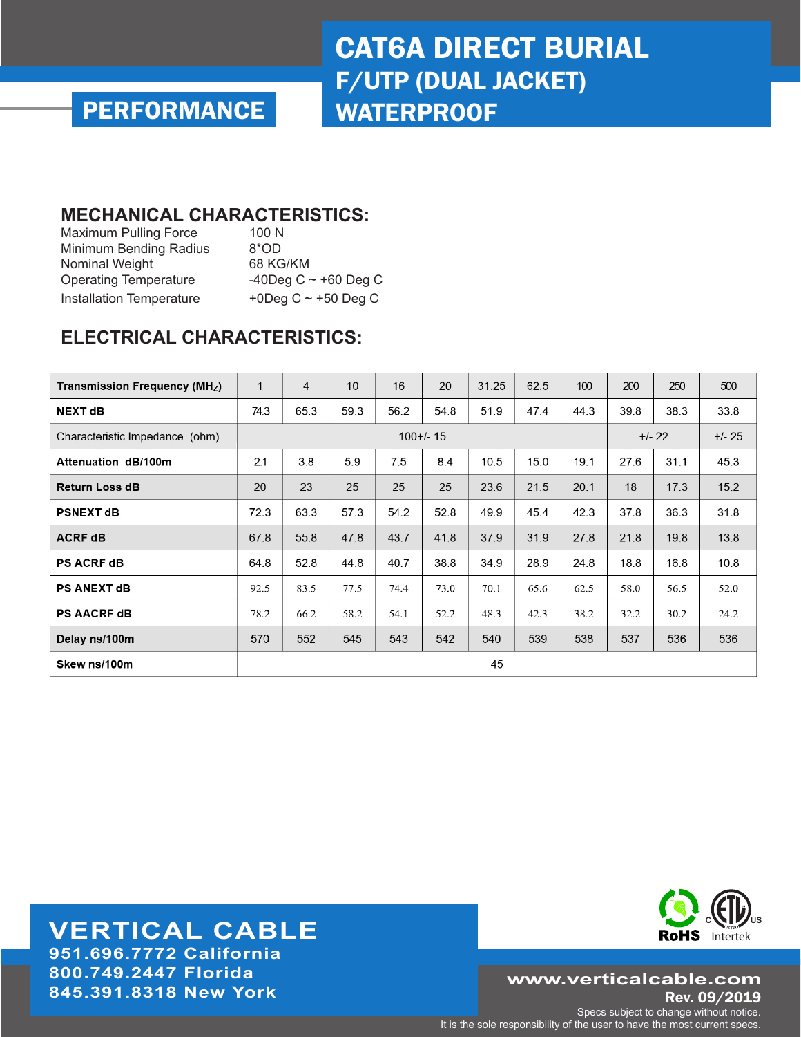# CAT6A DIRECT BURIAL F/UTP (DUAL JACKET) WATERPROOF

## PERFORMANCE

## MECHANICAL CHARACTERISTICS:

| | |
|---|---|
| Maximum Pulling Force | 100 N |
| Minimum Bending Radius | 8*OD |
| Nominal Weight | 68 KG/KM |
| Operating Temperature | -40Deg C ~ +60 Deg C |
| Installation Temperature | +0Deg C ~ +50 Deg C |

## ELECTRICAL CHARACTERISTICS:

| Transmission Frequency (MHz) | 1 | 4 | 10 | 16 | 20 | 31.25 | 62.5 | 100 | 200 | 250 | 500 |
|---|---|---|---|---|---|---|---|---|---|---|---|
| NEXT dB | 74.3 | 65.3 | 59.3 | 56.2 | 54.8 | 51.9 | 47.4 | 44.3 | 39.8 | 38.3 | 33.8 |
| Characteristic Impedance (ohm) | 100+/- 15 | | | | | | | | +/- 22 | | +/- 25 |
| Attenuation dB/100m | 2.1 | 3.8 | 5.9 | 7.5 | 8.4 | 10.5 | 15.0 | 19.1 | 27.6 | 31.1 | 45.3 |
| Return Loss dB | 20 | 23 | 25 | 25 | 25 | 23.6 | 21.5 | 20.1 | 18 | 17.3 | 15.2 |
| PSNEXT dB | 72.3 | 63.3 | 57.3 | 54.2 | 52.8 | 49.9 | 45.4 | 42.3 | 37.8 | 36.3 | 31.8 |
| ACRF dB | 67.8 | 55.8 | 47.8 | 43.7 | 41.8 | 37.9 | 31.9 | 27.8 | 21.8 | 19.8 | 13.8 |
| PS ACRF dB | 64.8 | 52.8 | 44.8 | 40.7 | 38.8 | 34.9 | 28.9 | 24.8 | 18.8 | 16.8 | 10.8 |
| PS ANEXT dB | 92.5 | 83.5 | 77.5 | 74.4 | 73.0 | 70.1 | 65.6 | 62.5 | 58.0 | 56.5 | 52.0 |
| PS AACRF dB | 78.2 | 66.2 | 58.2 | 54.1 | 52.2 | 48.3 | 42.3 | 38.2 | 32.2 | 30.2 | 24.2 |
| Delay ns/100m | 570 | 552 | 545 | 543 | 542 | 540 | 539 | 538 | 537 | 536 | 536 |
| Skew ns/100m | 45 | | | | | | | | | | |

**VERTICAL CABLE**
951.696.7772 California
800.749.2447 Florida
845.391.8318 New York

RoHS
c ETL us Intertek

www.verticalcable.com
Rev. 09/2019
Specs subject to change without notice.
It is the sole responsibility of the user to have the most current specs.